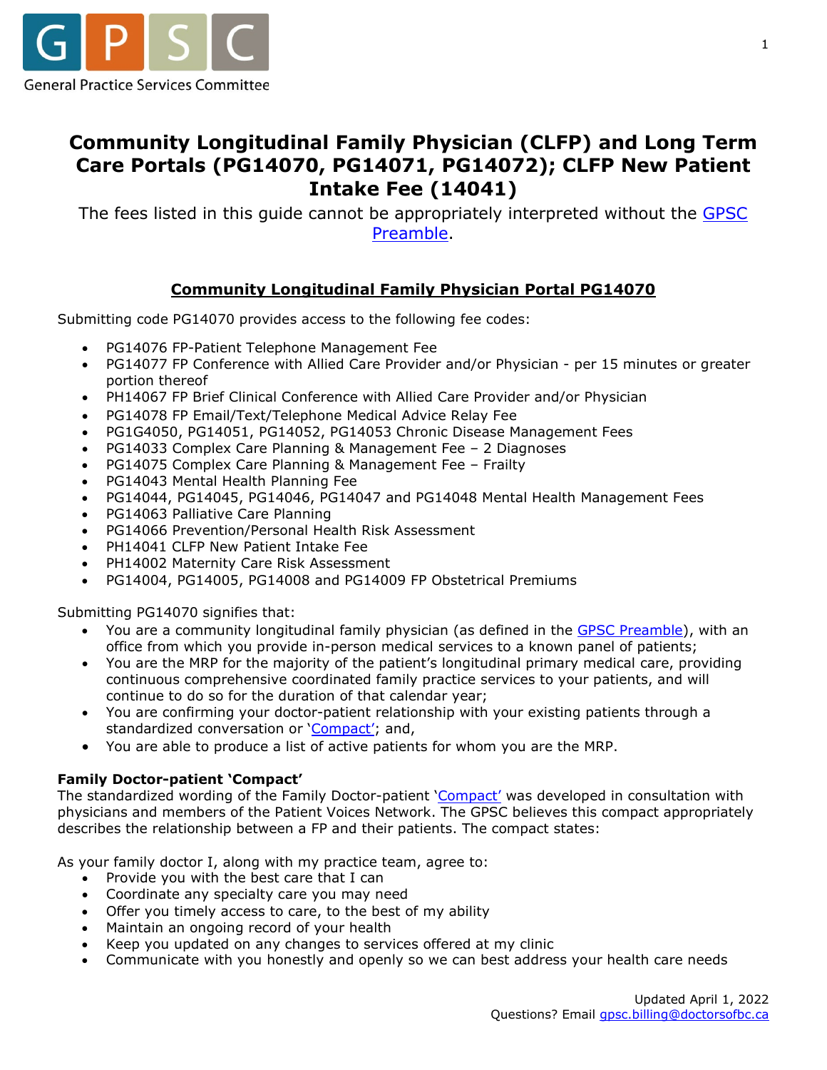# Community Longitudinal Family Physician (CLFP) and Long Term Care Portals (PG14070, PG14071, PG14072); CLFP New Patient Intake Fee (14041)

The fees listed in this guide cannot be appropriately interpreted without the [GPSC Preamble](#).

## Community Longitudinal Family Physician Portal PG14070

Submitting code PG14070 provides access to the following fee codes:

- PG14076 FP-Patient Telephone Management Fee
- PG14077 FP Conference with Allied Care Provider and/or Physician - per 15 minutes or greater portion thereof
- PH14067 FP Brief Clinical Conference with Allied Care Provider and/or Physician
- PG14078 FP Email/Text/Telephone Medical Advice Relay Fee
- PG1G4050, PG14051, PG14052, PG14053 Chronic Disease Management Fees
- PG14033 Complex Care Planning & Management Fee – 2 Diagnoses
- PG14075 Complex Care Planning & Management Fee – Frailty
- PG14043 Mental Health Planning Fee
- PG14044, PG14045, PG14046, PG14047 and PG14048 Mental Health Management Fees
- PG14063 Palliative Care Planning
- PG14066 Prevention/Personal Health Risk Assessment
- PH14041 CLFP New Patient Intake Fee
- PH14002 Maternity Care Risk Assessment
- PG14004, PG14005, PG14008 and PG14009 FP Obstetrical Premiums

Submitting PG14070 signifies that:

- You are a community longitudinal family physician (as defined in the [GPSC Preamble](#)), with an office from which you provide in-person medical services to a known panel of patients;
- You are the MRP for the majority of the patient's longitudinal primary medical care, providing continuous comprehensive coordinated family practice services to your patients, and will continue to do so for the duration of that calendar year;
- You are confirming your doctor-patient relationship with your existing patients through a standardized conversation or '[Compact](#)'; and,
- You are able to produce a list of active patients for whom you are the MRP.

**Family Doctor-patient 'Compact'**

The standardized wording of the Family Doctor-patient '[Compact](#)' was developed in consultation with physicians and members of the Patient Voices Network. The GPSC believes this compact appropriately describes the relationship between a FP and their patients. The compact states:

As your family doctor I, along with my practice team, agree to:

- Provide you with the best care that I can
- Coordinate any specialty care you may need
- Offer you timely access to care, to the best of my ability
- Maintain an ongoing record of your health
- Keep you updated on any changes to services offered at my clinic
- Communicate with you honestly and openly so we can best address your health care needs

Updated April 1, 2022
Questions? Email gpsc.billing@doctorsofbc.ca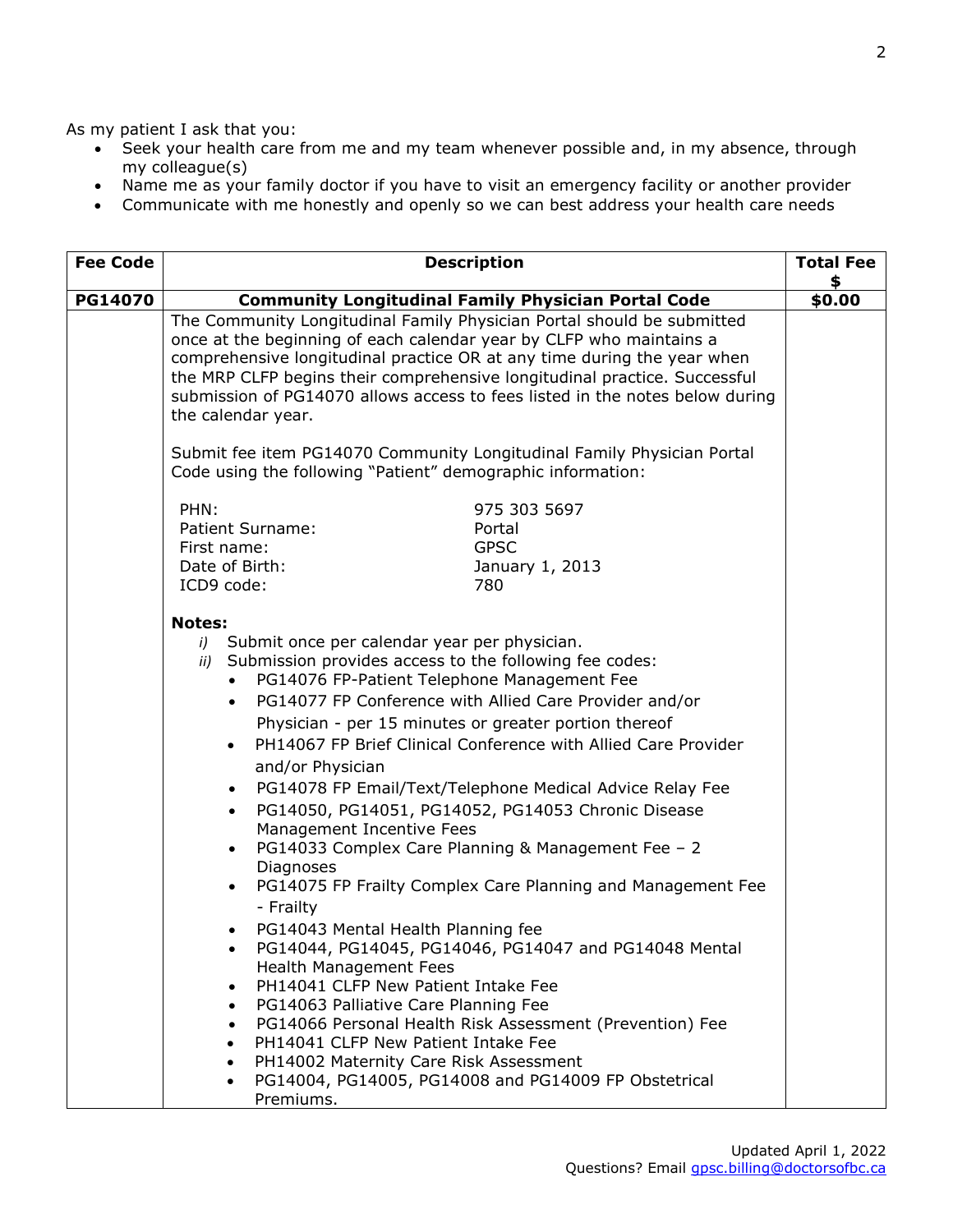As my patient I ask that you:

- Seek your health care from me and my team whenever possible and, in my absence, through my colleague(s)
- Name me as your family doctor if you have to visit an emergency facility or another provider
- Communicate with me honestly and openly so we can best address your health care needs

| Fee Code | Description | Total Fee $ |
|---|---|---|
| **PG14070** | **Community Longitudinal Family Physician Portal Code** | **$0.00** |
| | The Community Longitudinal Family Physician Portal should be submitted once at the beginning of each calendar year by CLFP who maintains a comprehensive longitudinal practice OR at any time during the year when the MRP CLFP begins their comprehensive longitudinal practice. Successful submission of PG14070 allows access to fees listed in the notes below during the calendar year.<br><br>Submit fee item PG14070 Community Longitudinal Family Physician Portal Code using the following "Patient" demographic information:<br><br>PHN: 975 303 5697<br>Patient Surname: Portal<br>First name: GPSC<br>Date of Birth: January 1, 2013<br>ICD9 code: 780<br><br>**Notes:**<br>*i)* Submit once per calendar year per physician.<br>*ii)* Submission provides access to the following fee codes:<br>• PG14076 FP-Patient Telephone Management Fee<br>• PG14077 FP Conference with Allied Care Provider and/or Physician - per 15 minutes or greater portion thereof<br>• PH14067 FP Brief Clinical Conference with Allied Care Provider and/or Physician<br>• PG14078 FP Email/Text/Telephone Medical Advice Relay Fee<br>• PG14050, PG14051, PG14052, PG14053 Chronic Disease Management Incentive Fees<br>• PG14033 Complex Care Planning & Management Fee – 2 Diagnoses<br>• PG14075 FP Frailty Complex Care Planning and Management Fee - Frailty<br>• PG14043 Mental Health Planning fee<br>• PG14044, PG14045, PG14046, PG14047 and PG14048 Mental Health Management Fees<br>• PH14041 CLFP New Patient Intake Fee<br>• PG14063 Palliative Care Planning Fee<br>• PG14066 Personal Health Risk Assessment (Prevention) Fee<br>• PH14041 CLFP New Patient Intake Fee<br>• PH14002 Maternity Care Risk Assessment<br>• PG14004, PG14005, PG14008 and PG14009 FP Obstetrical Premiums. | |

Updated April 1, 2022
Questions? Email gpsc.billing@doctorsofbc.ca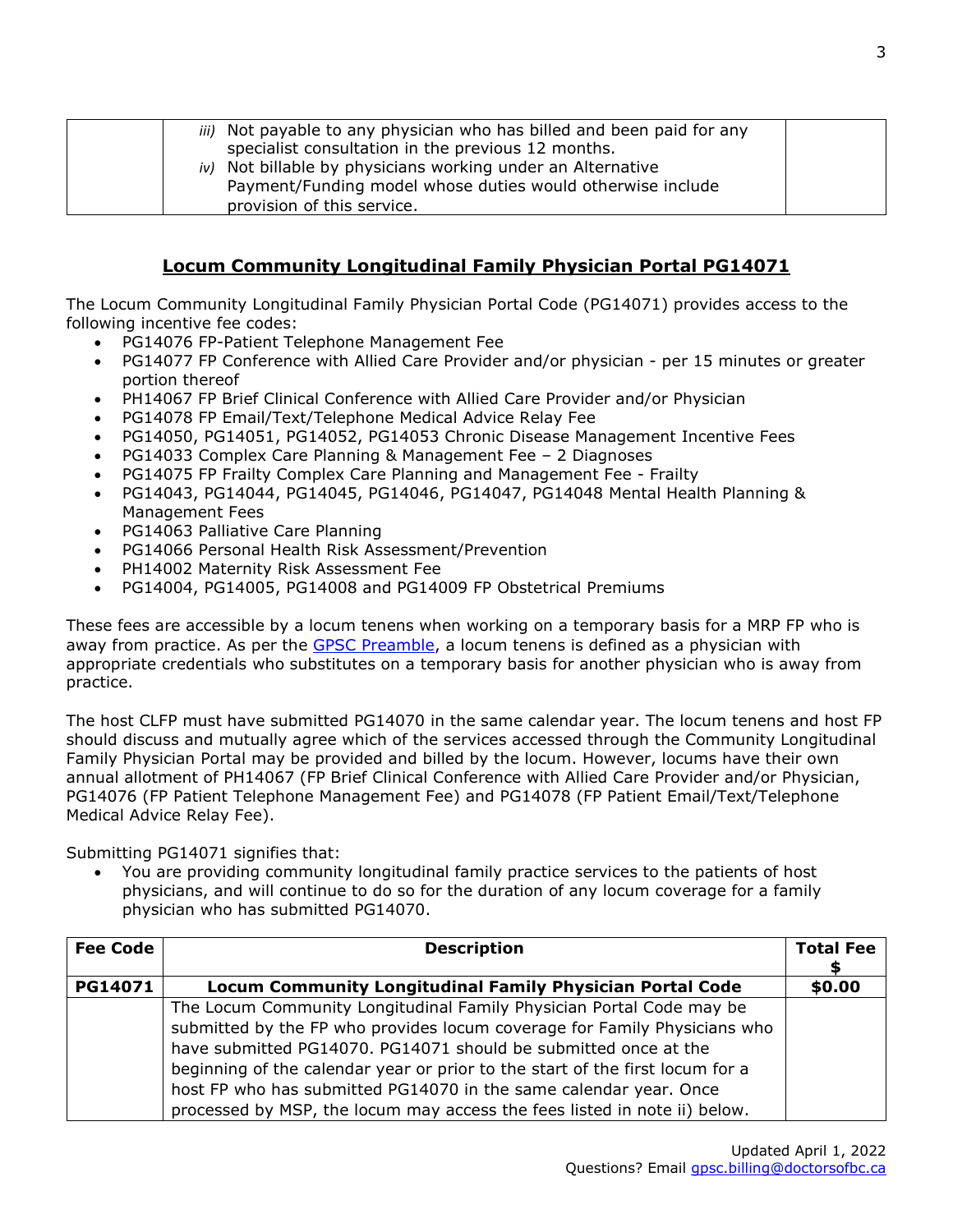| | | |
|---|---|---|
| | *iii)* Not payable to any physician who has billed and been paid for any specialist consultation in the previous 12 months.<br>*iv)* Not billable by physicians working under an Alternative Payment/Funding model whose duties would otherwise include provision of this service. | |

## Locum Community Longitudinal Family Physician Portal PG14071

The Locum Community Longitudinal Family Physician Portal Code (PG14071) provides access to the following incentive fee codes:

- PG14076 FP-Patient Telephone Management Fee
- PG14077 FP Conference with Allied Care Provider and/or physician - per 15 minutes or greater portion thereof
- PH14067 FP Brief Clinical Conference with Allied Care Provider and/or Physician
- PG14078 FP Email/Text/Telephone Medical Advice Relay Fee
- PG14050, PG14051, PG14052, PG14053 Chronic Disease Management Incentive Fees
- PG14033 Complex Care Planning & Management Fee – 2 Diagnoses
- PG14075 FP Frailty Complex Care Planning and Management Fee - Frailty
- PG14043, PG14044, PG14045, PG14046, PG14047, PG14048 Mental Health Planning & Management Fees
- PG14063 Palliative Care Planning
- PG14066 Personal Health Risk Assessment/Prevention
- PH14002 Maternity Risk Assessment Fee
- PG14004, PG14005, PG14008 and PG14009 FP Obstetrical Premiums

These fees are accessible by a locum tenens when working on a temporary basis for a MRP FP who is away from practice. As per the GPSC Preamble, a locum tenens is defined as a physician with appropriate credentials who substitutes on a temporary basis for another physician who is away from practice.

The host CLFP must have submitted PG14070 in the same calendar year. The locum tenens and host FP should discuss and mutually agree which of the services accessed through the Community Longitudinal Family Physician Portal may be provided and billed by the locum. However, locums have their own annual allotment of PH14067 (FP Brief Clinical Conference with Allied Care Provider and/or Physician, PG14076 (FP Patient Telephone Management Fee) and PG14078 (FP Patient Email/Text/Telephone Medical Advice Relay Fee).

Submitting PG14071 signifies that:

- You are providing community longitudinal family practice services to the patients of host physicians, and will continue to do so for the duration of any locum coverage for a family physician who has submitted PG14070.

| Fee Code | Description | Total Fee $ |
|---|---|---|
| **PG14071** | **Locum Community Longitudinal Family Physician Portal Code** | **$0.00** |
| | The Locum Community Longitudinal Family Physician Portal Code may be submitted by the FP who provides locum coverage for Family Physicians who have submitted PG14070. PG14071 should be submitted once at the beginning of the calendar year or prior to the start of the first locum for a host FP who has submitted PG14070 in the same calendar year. Once processed by MSP, the locum may access the fees listed in note ii) below. | |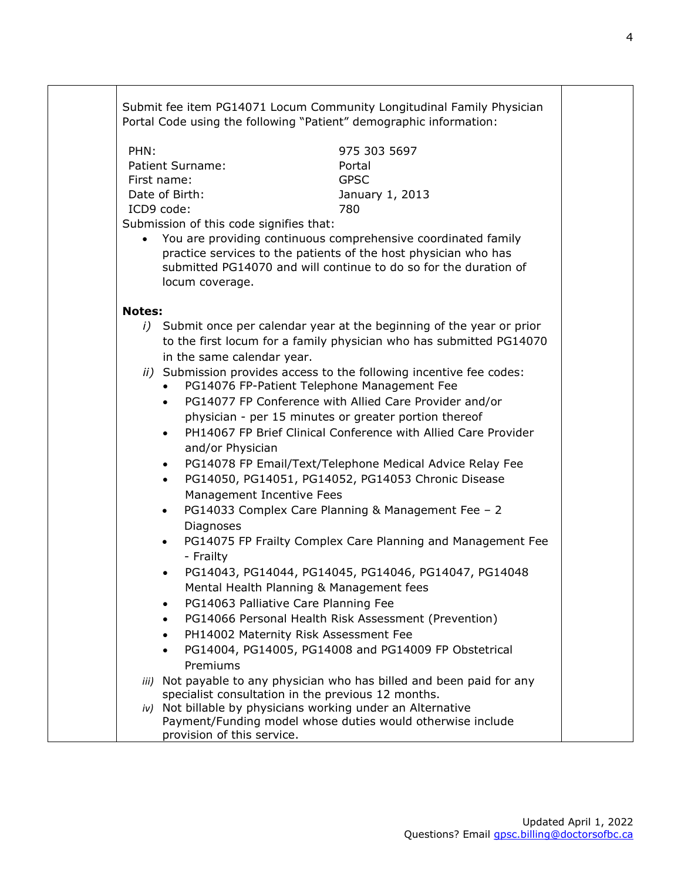Submit fee item PG14071 Locum Community Longitudinal Family Physician Portal Code using the following "Patient" demographic information:

| | |
|---|---|
| PHN: | 975 303 5697 |
| Patient Surname: | Portal |
| First name: | GPSC |
| Date of Birth: | January 1, 2013 |
| ICD9 code: | 780 |

Submission of this code signifies that:

- You are providing continuous comprehensive coordinated family practice services to the patients of the host physician who has submitted PG14070 and will continue to do so for the duration of locum coverage.

**Notes:**

*i)* Submit once per calendar year at the beginning of the year or prior to the first locum for a family physician who has submitted PG14070 in the same calendar year.

*ii)* Submission provides access to the following incentive fee codes:

- PG14076 FP-Patient Telephone Management Fee
- PG14077 FP Conference with Allied Care Provider and/or physician - per 15 minutes or greater portion thereof
- PH14067 FP Brief Clinical Conference with Allied Care Provider and/or Physician
- PG14078 FP Email/Text/Telephone Medical Advice Relay Fee
- PG14050, PG14051, PG14052, PG14053 Chronic Disease Management Incentive Fees
- PG14033 Complex Care Planning & Management Fee – 2 Diagnoses
- PG14075 FP Frailty Complex Care Planning and Management Fee - Frailty
- PG14043, PG14044, PG14045, PG14046, PG14047, PG14048 Mental Health Planning & Management fees
- PG14063 Palliative Care Planning Fee
- PG14066 Personal Health Risk Assessment (Prevention)
- PH14002 Maternity Risk Assessment Fee
- PG14004, PG14005, PG14008 and PG14009 FP Obstetrical Premiums

*iii)* Not payable to any physician who has billed and been paid for any specialist consultation in the previous 12 months.

*iv)* Not billable by physicians working under an Alternative Payment/Funding model whose duties would otherwise include provision of this service.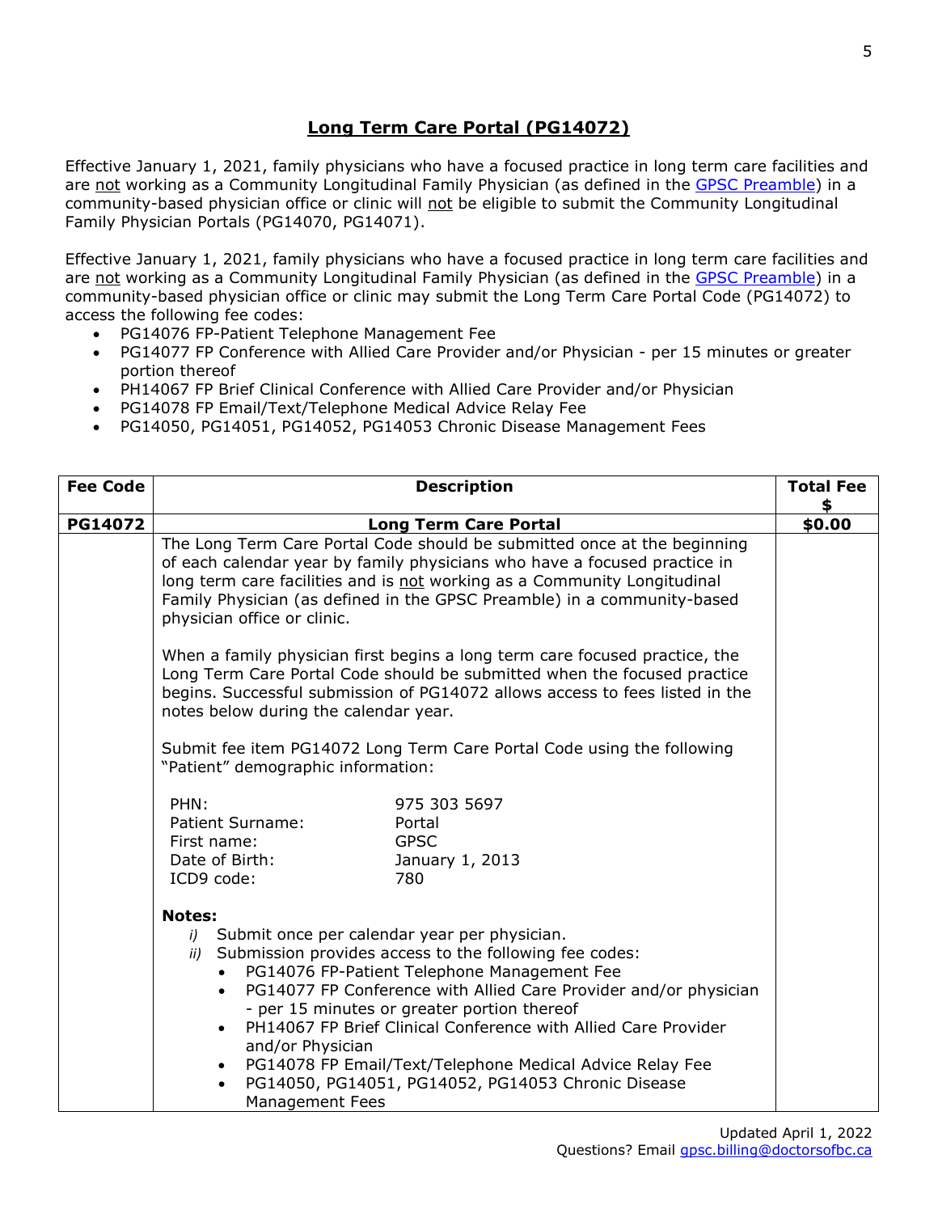## Long Term Care Portal (PG14072)

Effective January 1, 2021, family physicians who have a focused practice in long term care facilities and are not working as a Community Longitudinal Family Physician (as defined in the GPSC Preamble) in a community-based physician office or clinic will not be eligible to submit the Community Longitudinal Family Physician Portals (PG14070, PG14071).

Effective January 1, 2021, family physicians who have a focused practice in long term care facilities and are not working as a Community Longitudinal Family Physician (as defined in the GPSC Preamble) in a community-based physician office or clinic may submit the Long Term Care Portal Code (PG14072) to access the following fee codes:

- PG14076 FP-Patient Telephone Management Fee
- PG14077 FP Conference with Allied Care Provider and/or Physician - per 15 minutes or greater portion thereof
- PH14067 FP Brief Clinical Conference with Allied Care Provider and/or Physician
- PG14078 FP Email/Text/Telephone Medical Advice Relay Fee
- PG14050, PG14051, PG14052, PG14053 Chronic Disease Management Fees

| Fee Code | Description | Total Fee $ |
|---|---|---|
| **PG14072** | **Long Term Care Portal** | **$0.00** |
| | The Long Term Care Portal Code should be submitted once at the beginning of each calendar year by family physicians who have a focused practice in long term care facilities and is not working as a Community Longitudinal Family Physician (as defined in the GPSC Preamble) in a community-based physician office or clinic.<br><br>When a family physician first begins a long term care focused practice, the Long Term Care Portal Code should be submitted when the focused practice begins. Successful submission of PG14072 allows access to fees listed in the notes below during the calendar year.<br><br>Submit fee item PG14072 Long Term Care Portal Code using the following "Patient" demographic information:<br><br>PHN: 975 303 5697<br>Patient Surname: Portal<br>First name: GPSC<br>Date of Birth: January 1, 2013<br>ICD9 code: 780<br><br>**Notes:**<br>*i)* Submit once per calendar year per physician.<br>*ii)* Submission provides access to the following fee codes:<br>• PG14076 FP-Patient Telephone Management Fee<br>• PG14077 FP Conference with Allied Care Provider and/or physician - per 15 minutes or greater portion thereof<br>• PH14067 FP Brief Clinical Conference with Allied Care Provider and/or Physician<br>• PG14078 FP Email/Text/Telephone Medical Advice Relay Fee<br>• PG14050, PG14051, PG14052, PG14053 Chronic Disease Management Fees | |

Updated April 1, 2022
Questions? Email gpsc.billing@doctorsofbc.ca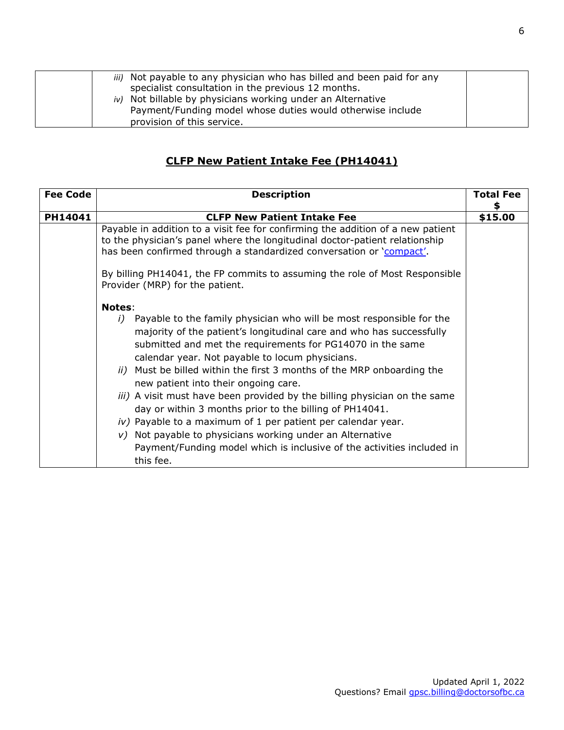| | | |
|---|---|---|
| | *iii)* Not payable to any physician who has billed and been paid for any specialist consultation in the previous 12 months.<br>*iv)* Not billable by physicians working under an Alternative Payment/Funding model whose duties would otherwise include provision of this service. | |

## CLFP New Patient Intake Fee (PH14041)

| Fee Code | Description | Total Fee $ |
|---|---|---|
| **PH14041** | **CLFP New Patient Intake Fee** | **$15.00** |
| | Payable in addition to a visit fee for confirming the addition of a new patient to the physician's panel where the longitudinal doctor-patient relationship has been confirmed through a standardized conversation or 'compact'.<br><br>By billing PH14041, the FP commits to assuming the role of Most Responsible Provider (MRP) for the patient.<br><br>**Notes**:<br>*i)* Payable to the family physician who will be most responsible for the majority of the patient's longitudinal care and who has successfully submitted and met the requirements for PG14070 in the same calendar year. Not payable to locum physicians.<br>*ii)* Must be billed within the first 3 months of the MRP onboarding the new patient into their ongoing care.<br>*iii)* A visit must have been provided by the billing physician on the same day or within 3 months prior to the billing of PH14041.<br>*iv)* Payable to a maximum of 1 per patient per calendar year.<br>*v)* Not payable to physicians working under an Alternative Payment/Funding model which is inclusive of the activities included in this fee. | |

Updated April 1, 2022
Questions? Email gpsc.billing@doctorsofbc.ca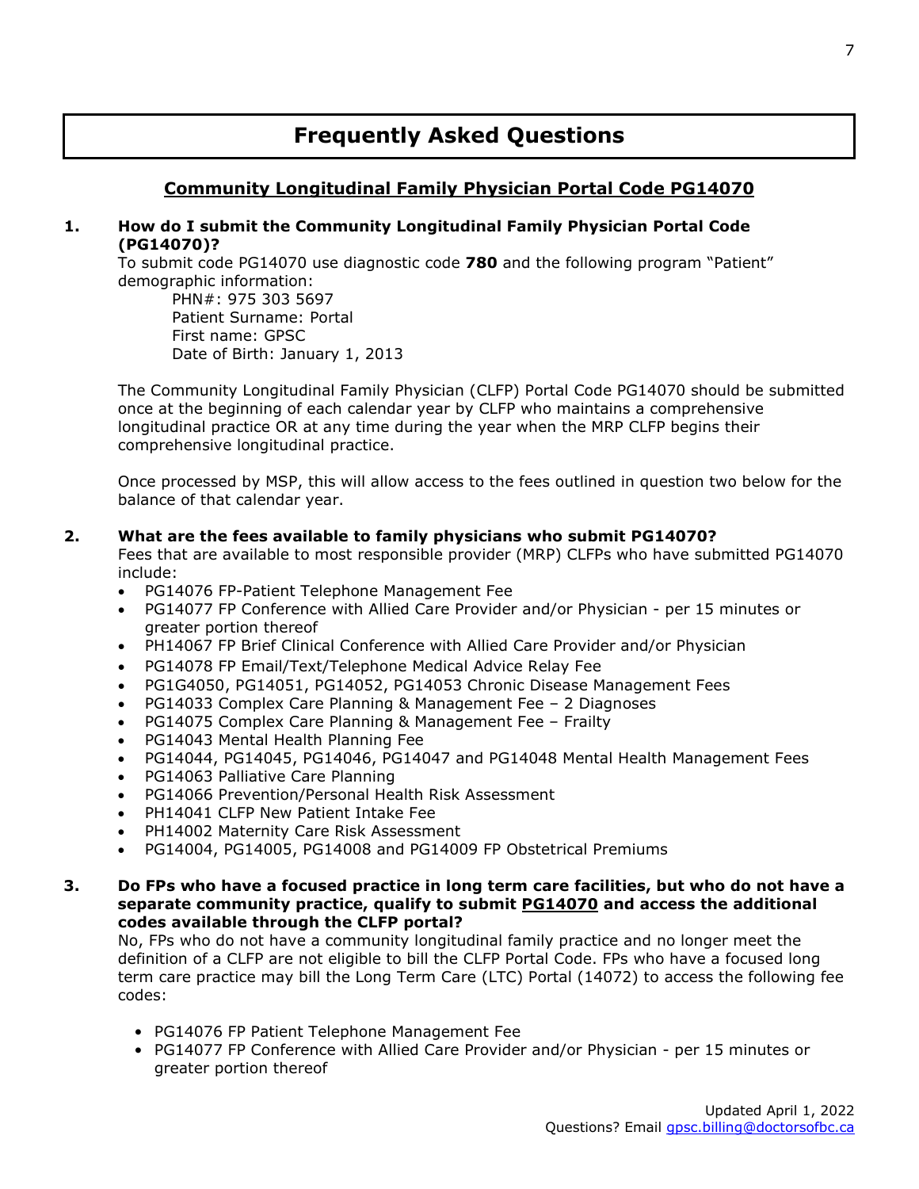# Frequently Asked Questions

## Community Longitudinal Family Physician Portal Code PG14070

**1. How do I submit the Community Longitudinal Family Physician Portal Code (PG14070)?**

To submit code PG14070 use diagnostic code **780** and the following program "Patient" demographic information:

PHN#: 975 303 5697
Patient Surname: Portal
First name: GPSC
Date of Birth: January 1, 2013

The Community Longitudinal Family Physician (CLFP) Portal Code PG14070 should be submitted once at the beginning of each calendar year by CLFP who maintains a comprehensive longitudinal practice OR at any time during the year when the MRP CLFP begins their comprehensive longitudinal practice.

Once processed by MSP, this will allow access to the fees outlined in question two below for the balance of that calendar year.

**2. What are the fees available to family physicians who submit PG14070?**

Fees that are available to most responsible provider (MRP) CLFPs who have submitted PG14070 include:

- PG14076 FP-Patient Telephone Management Fee
- PG14077 FP Conference with Allied Care Provider and/or Physician - per 15 minutes or greater portion thereof
- PH14067 FP Brief Clinical Conference with Allied Care Provider and/or Physician
- PG14078 FP Email/Text/Telephone Medical Advice Relay Fee
- PG1G4050, PG14051, PG14052, PG14053 Chronic Disease Management Fees
- PG14033 Complex Care Planning & Management Fee – 2 Diagnoses
- PG14075 Complex Care Planning & Management Fee – Frailty
- PG14043 Mental Health Planning Fee
- PG14044, PG14045, PG14046, PG14047 and PG14048 Mental Health Management Fees
- PG14063 Palliative Care Planning
- PG14066 Prevention/Personal Health Risk Assessment
- PH14041 CLFP New Patient Intake Fee
- PH14002 Maternity Care Risk Assessment
- PG14004, PG14005, PG14008 and PG14009 FP Obstetrical Premiums

**3. Do FPs who have a focused practice in long term care facilities, but who do not have a separate community practice, qualify to submit PG14070 and access the additional codes available through the CLFP portal?**

No, FPs who do not have a community longitudinal family practice and no longer meet the definition of a CLFP are not eligible to bill the CLFP Portal Code. FPs who have a focused long term care practice may bill the Long Term Care (LTC) Portal (14072) to access the following fee codes:

- PG14076 FP Patient Telephone Management Fee
- PG14077 FP Conference with Allied Care Provider and/or Physician - per 15 minutes or greater portion thereof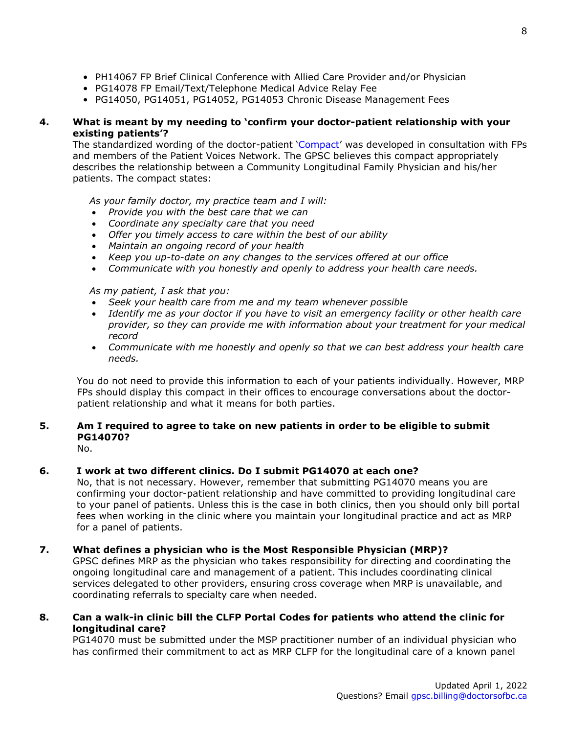- PH14067 FP Brief Clinical Conference with Allied Care Provider and/or Physician
- PG14078 FP Email/Text/Telephone Medical Advice Relay Fee
- PG14050, PG14051, PG14052, PG14053 Chronic Disease Management Fees

**4. What is meant by my needing to 'confirm your doctor-patient relationship with your existing patients'?**

The standardized wording of the doctor-patient 'Compact' was developed in consultation with FPs and members of the Patient Voices Network. The GPSC believes this compact appropriately describes the relationship between a Community Longitudinal Family Physician and his/her patients. The compact states:

*As your family doctor, my practice team and I will:*

- *Provide you with the best care that we can*
- *Coordinate any specialty care that you need*
- *Offer you timely access to care within the best of our ability*
- *Maintain an ongoing record of your health*
- *Keep you up-to-date on any changes to the services offered at our office*
- *Communicate with you honestly and openly to address your health care needs.*

*As my patient, I ask that you:*

- *Seek your health care from me and my team whenever possible*
- *Identify me as your doctor if you have to visit an emergency facility or other health care provider, so they can provide me with information about your treatment for your medical record*
- *Communicate with me honestly and openly so that we can best address your health care needs.*

You do not need to provide this information to each of your patients individually. However, MRP FPs should display this compact in their offices to encourage conversations about the doctor-patient relationship and what it means for both parties.

**5. Am I required to agree to take on new patients in order to be eligible to submit PG14070?**

No.

**6. I work at two different clinics. Do I submit PG14070 at each one?**

No, that is not necessary. However, remember that submitting PG14070 means you are confirming your doctor-patient relationship and have committed to providing longitudinal care to your panel of patients. Unless this is the case in both clinics, then you should only bill portal fees when working in the clinic where you maintain your longitudinal practice and act as MRP for a panel of patients.

**7. What defines a physician who is the Most Responsible Physician (MRP)?**

GPSC defines MRP as the physician who takes responsibility for directing and coordinating the ongoing longitudinal care and management of a patient. This includes coordinating clinical services delegated to other providers, ensuring cross coverage when MRP is unavailable, and coordinating referrals to specialty care when needed.

**8. Can a walk-in clinic bill the CLFP Portal Codes for patients who attend the clinic for longitudinal care?**

PG14070 must be submitted under the MSP practitioner number of an individual physician who has confirmed their commitment to act as MRP CLFP for the longitudinal care of a known panel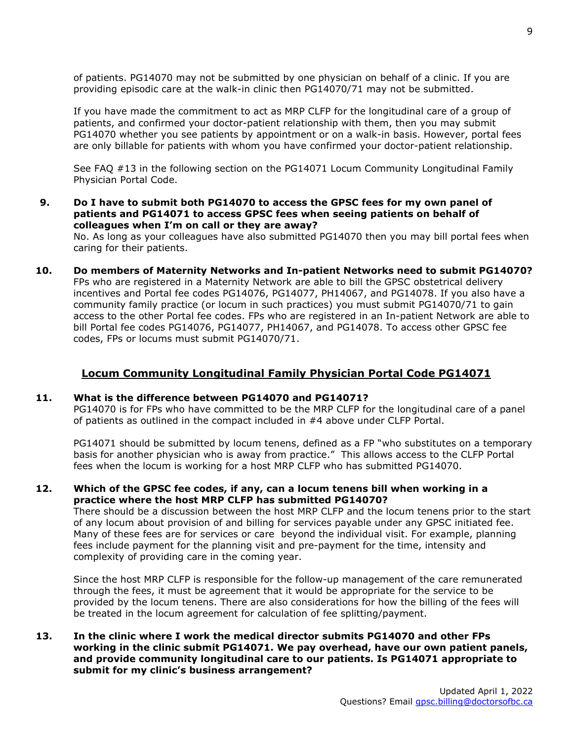of patients. PG14070 may not be submitted by one physician on behalf of a clinic. If you are providing episodic care at the walk-in clinic then PG14070/71 may not be submitted.

If you have made the commitment to act as MRP CLFP for the longitudinal care of a group of patients, and confirmed your doctor-patient relationship with them, then you may submit PG14070 whether you see patients by appointment or on a walk-in basis. However, portal fees are only billable for patients with whom you have confirmed your doctor-patient relationship.

See FAQ #13 in the following section on the PG14071 Locum Community Longitudinal Family Physician Portal Code.

**9. Do I have to submit both PG14070 to access the GPSC fees for my own panel of patients and PG14071 to access GPSC fees when seeing patients on behalf of colleagues when I'm on call or they are away?**

No. As long as your colleagues have also submitted PG14070 then you may bill portal fees when caring for their patients.

**10. Do members of Maternity Networks and In-patient Networks need to submit PG14070?**

FPs who are registered in a Maternity Network are able to bill the GPSC obstetrical delivery incentives and Portal fee codes PG14076, PG14077, PH14067, and PG14078. If you also have a community family practice (or locum in such practices) you must submit PG14070/71 to gain access to the other Portal fee codes. FPs who are registered in an In-patient Network are able to bill Portal fee codes PG14076, PG14077, PH14067, and PG14078. To access other GPSC fee codes, FPs or locums must submit PG14070/71.

## Locum Community Longitudinal Family Physician Portal Code PG14071

**11. What is the difference between PG14070 and PG14071?**

PG14070 is for FPs who have committed to be the MRP CLFP for the longitudinal care of a panel of patients as outlined in the compact included in #4 above under CLFP Portal.

PG14071 should be submitted by locum tenens, defined as a FP "who substitutes on a temporary basis for another physician who is away from practice." This allows access to the CLFP Portal fees when the locum is working for a host MRP CLFP who has submitted PG14070.

**12. Which of the GPSC fee codes, if any, can a locum tenens bill when working in a practice where the host MRP CLFP has submitted PG14070?**

There should be a discussion between the host MRP CLFP and the locum tenens prior to the start of any locum about provision of and billing for services payable under any GPSC initiated fee. Many of these fees are for services or care beyond the individual visit. For example, planning fees include payment for the planning visit and pre-payment for the time, intensity and complexity of providing care in the coming year.

Since the host MRP CLFP is responsible for the follow-up management of the care remunerated through the fees, it must be agreement that it would be appropriate for the service to be provided by the locum tenens. There are also considerations for how the billing of the fees will be treated in the locum agreement for calculation of fee splitting/payment.

**13. In the clinic where I work the medical director submits PG14070 and other FPs working in the clinic submit PG14071. We pay overhead, have our own patient panels, and provide community longitudinal care to our patients. Is PG14071 appropriate to submit for my clinic's business arrangement?**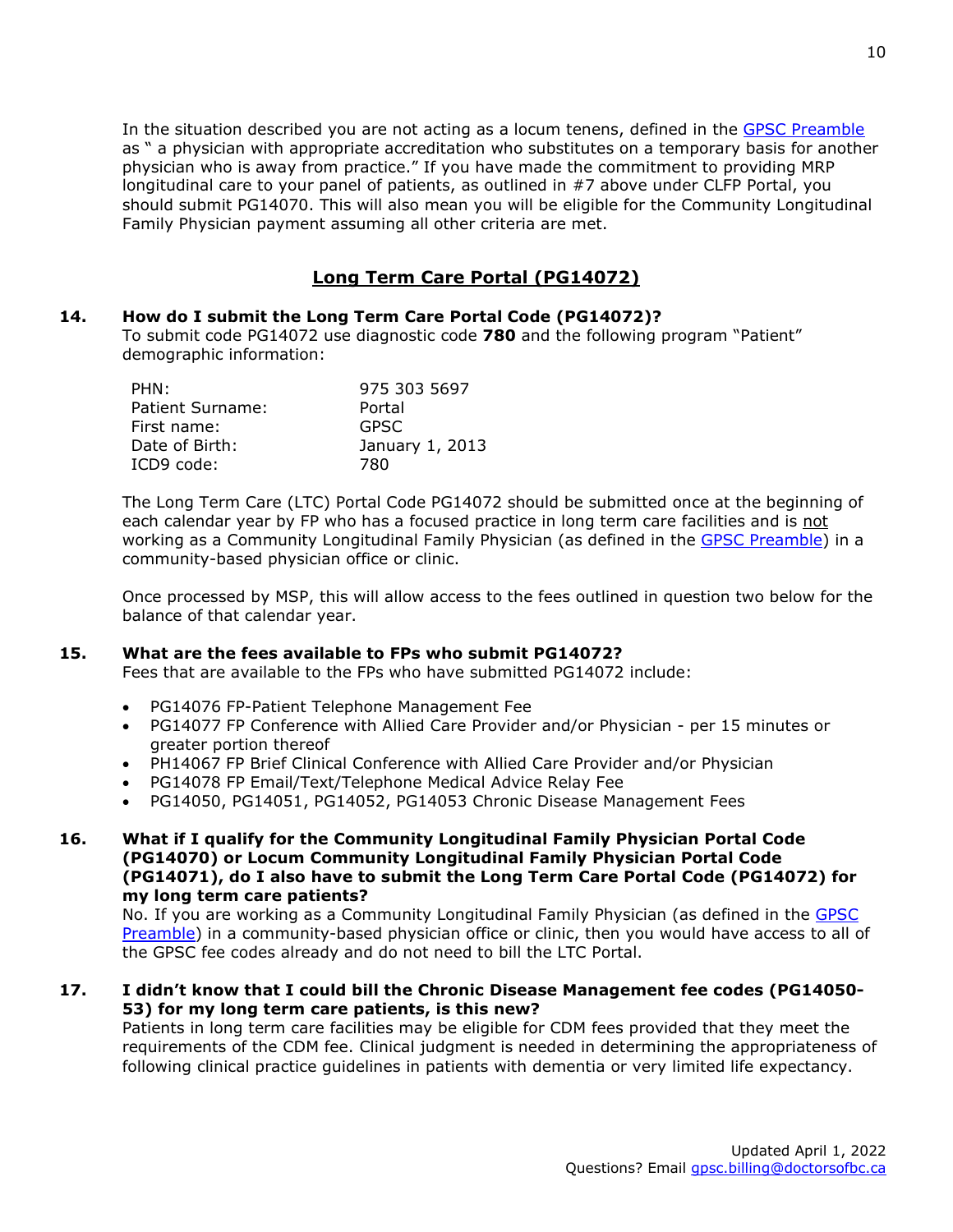In the situation described you are not acting as a locum tenens, defined in the [GPSC Preamble](#) as " a physician with appropriate accreditation who substitutes on a temporary basis for another physician who is away from practice." If you have made the commitment to providing MRP longitudinal care to your panel of patients, as outlined in #7 above under CLFP Portal, you should submit PG14070. This will also mean you will be eligible for the Community Longitudinal Family Physician payment assuming all other criteria are met.

## Long Term Care Portal (PG14072)

**14. How do I submit the Long Term Care Portal Code (PG14072)?**

To submit code PG14072 use diagnostic code **780** and the following program "Patient" demographic information:

| | |
|---|---|
| PHN: | 975 303 5697 |
| Patient Surname: | Portal |
| First name: | GPSC |
| Date of Birth: | January 1, 2013 |
| ICD9 code: | 780 |

The Long Term Care (LTC) Portal Code PG14072 should be submitted once at the beginning of each calendar year by FP who has a focused practice in long term care facilities and is not working as a Community Longitudinal Family Physician (as defined in the [GPSC Preamble](#)) in a community-based physician office or clinic.

Once processed by MSP, this will allow access to the fees outlined in question two below for the balance of that calendar year.

**15. What are the fees available to FPs who submit PG14072?**

Fees that are available to the FPs who have submitted PG14072 include:

- PG14076 FP-Patient Telephone Management Fee
- PG14077 FP Conference with Allied Care Provider and/or Physician - per 15 minutes or greater portion thereof
- PH14067 FP Brief Clinical Conference with Allied Care Provider and/or Physician
- PG14078 FP Email/Text/Telephone Medical Advice Relay Fee
- PG14050, PG14051, PG14052, PG14053 Chronic Disease Management Fees

**16. What if I qualify for the Community Longitudinal Family Physician Portal Code (PG14070) or Locum Community Longitudinal Family Physician Portal Code (PG14071), do I also have to submit the Long Term Care Portal Code (PG14072) for my long term care patients?**

No. If you are working as a Community Longitudinal Family Physician (as defined in the [GPSC Preamble](#)) in a community-based physician office or clinic, then you would have access to all of the GPSC fee codes already and do not need to bill the LTC Portal.

**17. I didn't know that I could bill the Chronic Disease Management fee codes (PG14050-53) for my long term care patients, is this new?**

Patients in long term care facilities may be eligible for CDM fees provided that they meet the requirements of the CDM fee. Clinical judgment is needed in determining the appropriateness of following clinical practice guidelines in patients with dementia or very limited life expectancy.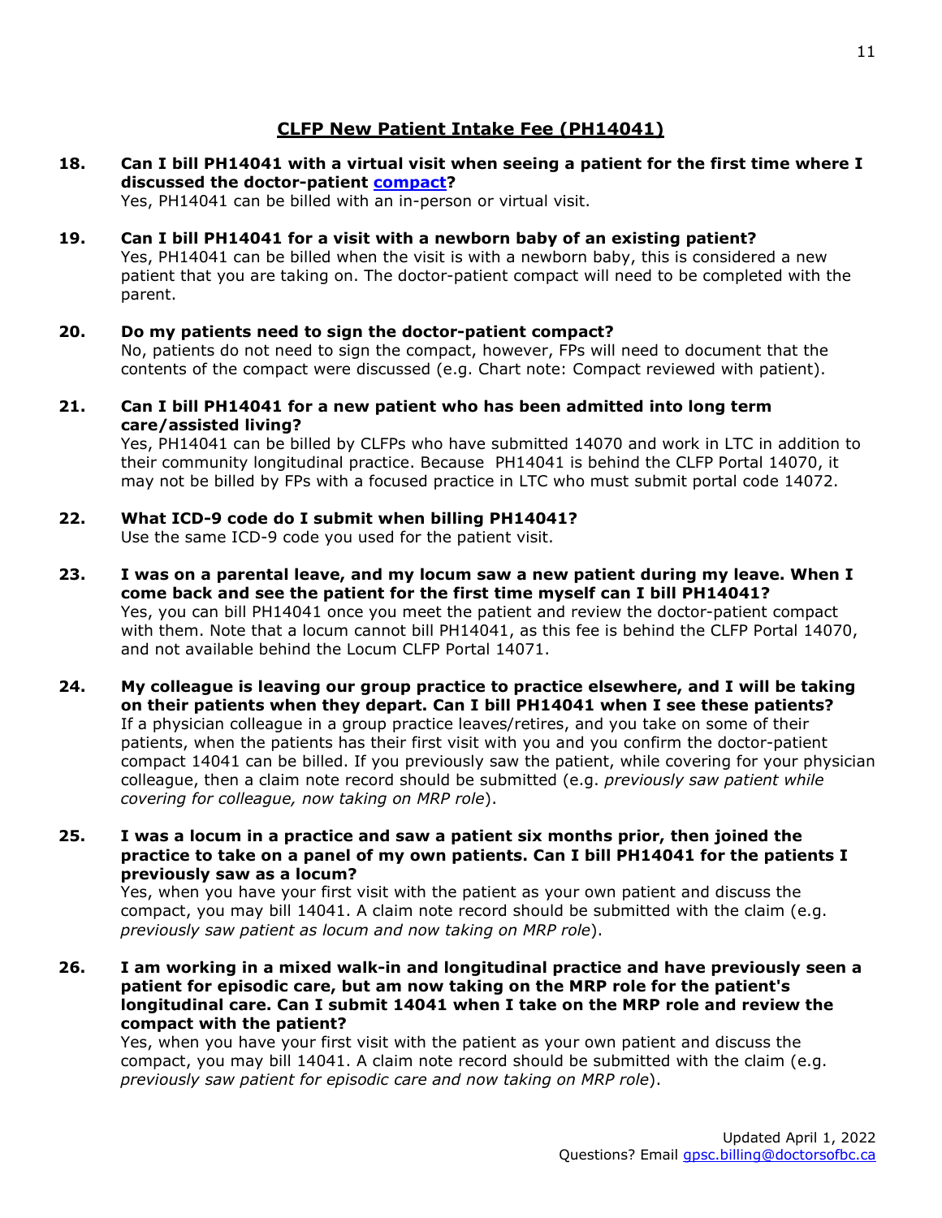## CLFP New Patient Intake Fee (PH14041)

**18. Can I bill PH14041 with a virtual visit when seeing a patient for the first time where I discussed the doctor-patient compact?**

Yes, PH14041 can be billed with an in-person or virtual visit.

**19. Can I bill PH14041 for a visit with a newborn baby of an existing patient?**

Yes, PH14041 can be billed when the visit is with a newborn baby, this is considered a new patient that you are taking on. The doctor-patient compact will need to be completed with the parent.

**20. Do my patients need to sign the doctor-patient compact?**

No, patients do not need to sign the compact, however, FPs will need to document that the contents of the compact were discussed (e.g. Chart note: Compact reviewed with patient).

**21. Can I bill PH14041 for a new patient who has been admitted into long term care/assisted living?**

Yes, PH14041 can be billed by CLFPs who have submitted 14070 and work in LTC in addition to their community longitudinal practice. Because PH14041 is behind the CLFP Portal 14070, it may not be billed by FPs with a focused practice in LTC who must submit portal code 14072.

**22. What ICD-9 code do I submit when billing PH14041?**

Use the same ICD-9 code you used for the patient visit.

**23. I was on a parental leave, and my locum saw a new patient during my leave. When I come back and see the patient for the first time myself can I bill PH14041?**

Yes, you can bill PH14041 once you meet the patient and review the doctor-patient compact with them. Note that a locum cannot bill PH14041, as this fee is behind the CLFP Portal 14070, and not available behind the Locum CLFP Portal 14071.

**24. My colleague is leaving our group practice to practice elsewhere, and I will be taking on their patients when they depart. Can I bill PH14041 when I see these patients?**

If a physician colleague in a group practice leaves/retires, and you take on some of their patients, when the patients has their first visit with you and you confirm the doctor-patient compact 14041 can be billed. If you previously saw the patient, while covering for your physician colleague, then a claim note record should be submitted (e.g. *previously saw patient while covering for colleague, now taking on MRP role*).

**25. I was a locum in a practice and saw a patient six months prior, then joined the practice to take on a panel of my own patients. Can I bill PH14041 for the patients I previously saw as a locum?**

Yes, when you have your first visit with the patient as your own patient and discuss the compact, you may bill 14041. A claim note record should be submitted with the claim (e.g. *previously saw patient as locum and now taking on MRP role*).

**26. I am working in a mixed walk-in and longitudinal practice and have previously seen a patient for episodic care, but am now taking on the MRP role for the patient's longitudinal care. Can I submit 14041 when I take on the MRP role and review the compact with the patient?**

Yes, when you have your first visit with the patient as your own patient and discuss the compact, you may bill 14041. A claim note record should be submitted with the claim (e.g. *previously saw patient for episodic care and now taking on MRP role*).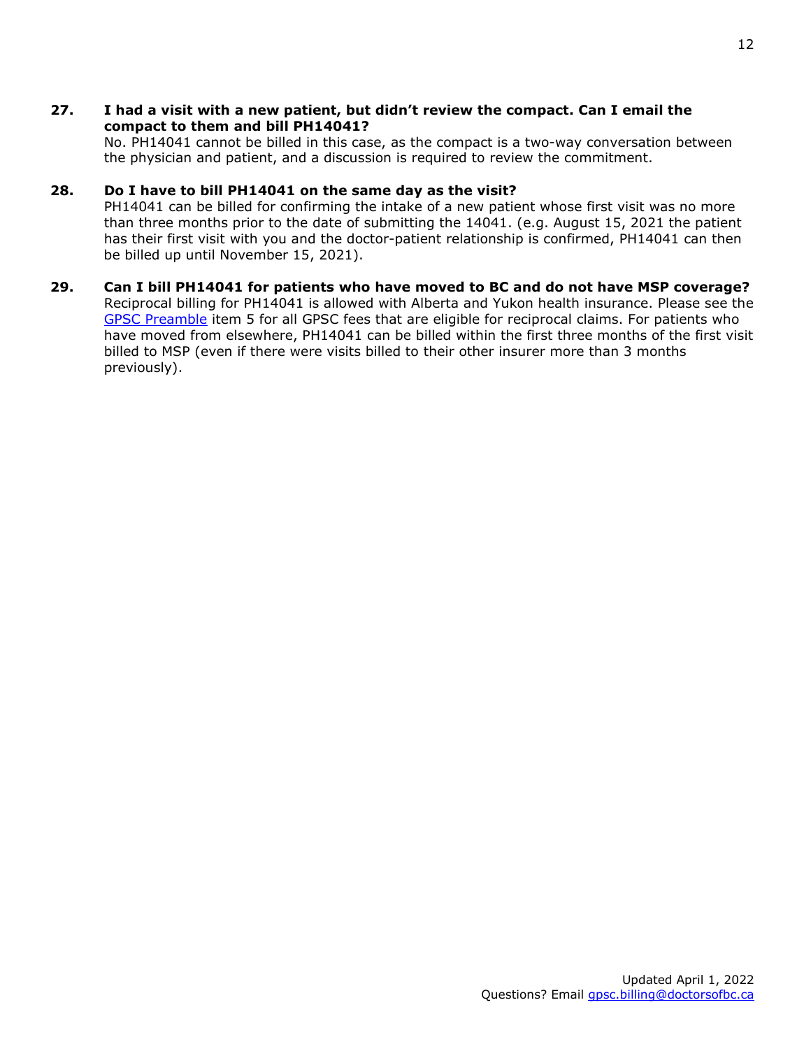**27. I had a visit with a new patient, but didn't review the compact. Can I email the compact to them and bill PH14041?**

No. PH14041 cannot be billed in this case, as the compact is a two-way conversation between the physician and patient, and a discussion is required to review the commitment.

**28. Do I have to bill PH14041 on the same day as the visit?**

PH14041 can be billed for confirming the intake of a new patient whose first visit was no more than three months prior to the date of submitting the 14041. (e.g. August 15, 2021 the patient has their first visit with you and the doctor-patient relationship is confirmed, PH14041 can then be billed up until November 15, 2021).

**29. Can I bill PH14041 for patients who have moved to BC and do not have MSP coverage?**

Reciprocal billing for PH14041 is allowed with Alberta and Yukon health insurance. Please see the GPSC Preamble item 5 for all GPSC fees that are eligible for reciprocal claims. For patients who have moved from elsewhere, PH14041 can be billed within the first three months of the first visit billed to MSP (even if there were visits billed to their other insurer more than 3 months previously).

Updated April 1, 2022
Questions? Email gpsc.billing@doctorsofbc.ca